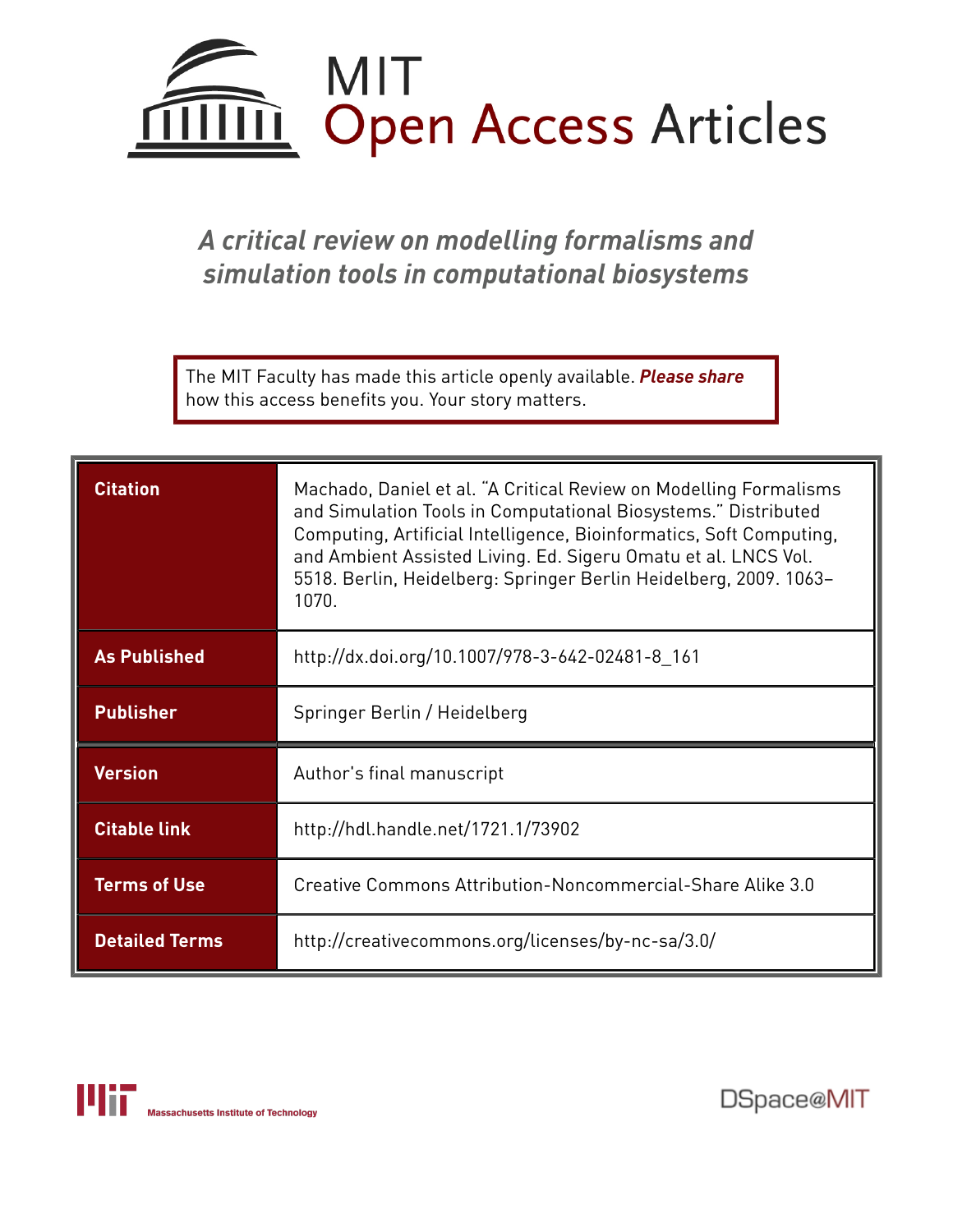# MIT Open Access Articles

## *A critical review on modelling formalisms and simulation tools in computational biosystems*

The MIT Faculty has made this article openly available. ***Please share*** how this access benefits you. Your story matters.

| | |
|---|---|
| **Citation** | Machado, Daniel et al. "A Critical Review on Modelling Formalisms and Simulation Tools in Computational Biosystems." Distributed Computing, Artificial Intelligence, Bioinformatics, Soft Computing, and Ambient Assisted Living. Ed. Sigeru Omatu et al. LNCS Vol. 5518. Berlin, Heidelberg: Springer Berlin Heidelberg, 2009. 1063–1070. |
| **As Published** | http://dx.doi.org/10.1007/978-3-642-02481-8_161 |
| **Publisher** | Springer Berlin / Heidelberg |
| **Version** | Author's final manuscript |
| **Citable link** | http://hdl.handle.net/1721.1/73902 |
| **Terms of Use** | Creative Commons Attribution-Noncommercial-Share Alike 3.0 |
| **Detailed Terms** | http://creativecommons.org/licenses/by-nc-sa/3.0/ |

Massachusetts Institute of Technology

DSpace@MIT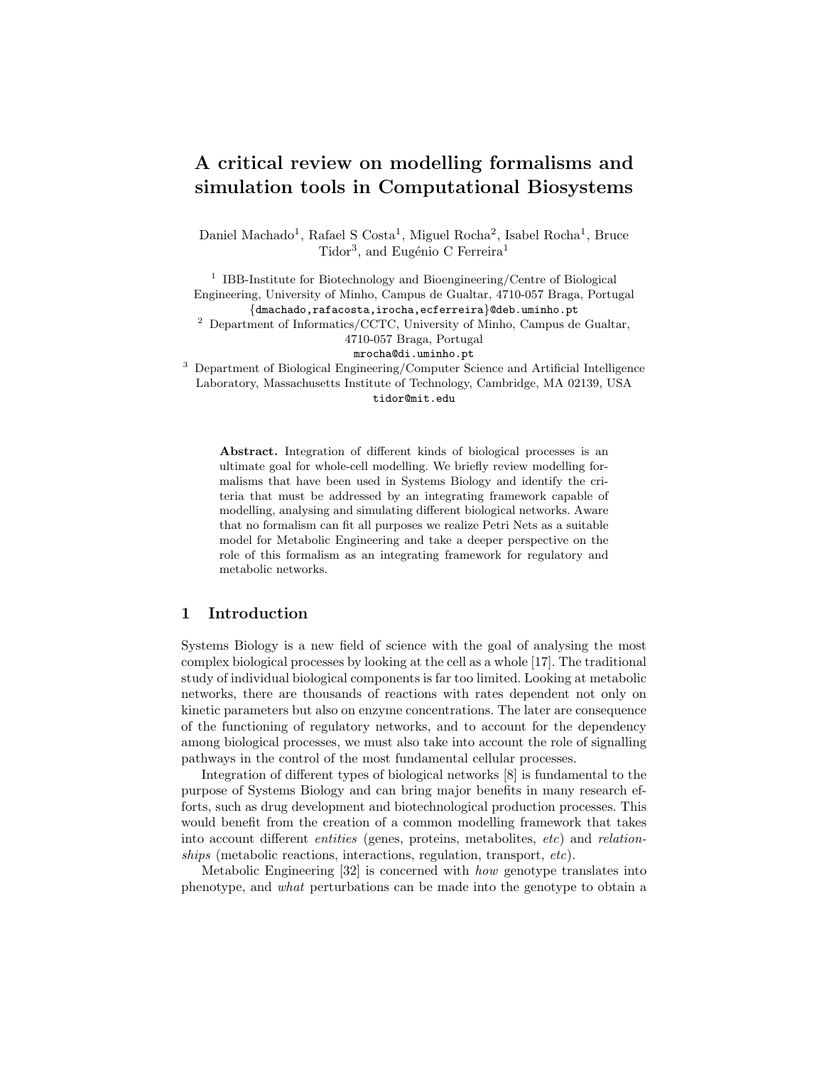# A critical review on modelling formalisms and simulation tools in Computational Biosystems

Daniel Machado[1], Rafael S Costa[1], Miguel Rocha[2], Isabel Rocha[1], Bruce Tidor[3], and Eugénio C Ferreira[1]

[1] IBB-Institute for Biotechnology and Bioengineering/Centre of Biological Engineering, University of Minho, Campus de Gualtar, 4710-057 Braga, Portugal
{dmachado,rafacosta,irocha,ecferreira}@deb.uminho.pt

[2] Department of Informatics/CCTC, University of Minho, Campus de Gualtar, 4710-057 Braga, Portugal
mrocha@di.uminho.pt

[3] Department of Biological Engineering/Computer Science and Artificial Intelligence Laboratory, Massachusetts Institute of Technology, Cambridge, MA 02139, USA
tidor@mit.edu

**Abstract.** Integration of different kinds of biological processes is an ultimate goal for whole-cell modelling. We briefly review modelling formalisms that have been used in Systems Biology and identify the criteria that must be addressed by an integrating framework capable of modelling, analysing and simulating different biological networks. Aware that no formalism can fit all purposes we realize Petri Nets as a suitable model for Metabolic Engineering and take a deeper perspective on the role of this formalism as an integrating framework for regulatory and metabolic networks.

## 1 Introduction

Systems Biology is a new field of science with the goal of analysing the most complex biological processes by looking at the cell as a whole [17]. The traditional study of individual biological components is far too limited. Looking at metabolic networks, there are thousands of reactions with rates dependent not only on kinetic parameters but also on enzyme concentrations. The later are consequence of the functioning of regulatory networks, and to account for the dependency among biological processes, we must also take into account the role of signalling pathways in the control of the most fundamental cellular processes.

Integration of different types of biological networks [8] is fundamental to the purpose of Systems Biology and can bring major benefits in many research efforts, such as drug development and biotechnological production processes. This would benefit from the creation of a common modelling framework that takes into account different *entities* (genes, proteins, metabolites, *etc*) and *relationships* (metabolic reactions, interactions, regulation, transport, *etc*).

Metabolic Engineering [32] is concerned with *how* genotype translates into phenotype, and *what* perturbations can be made into the genotype to obtain a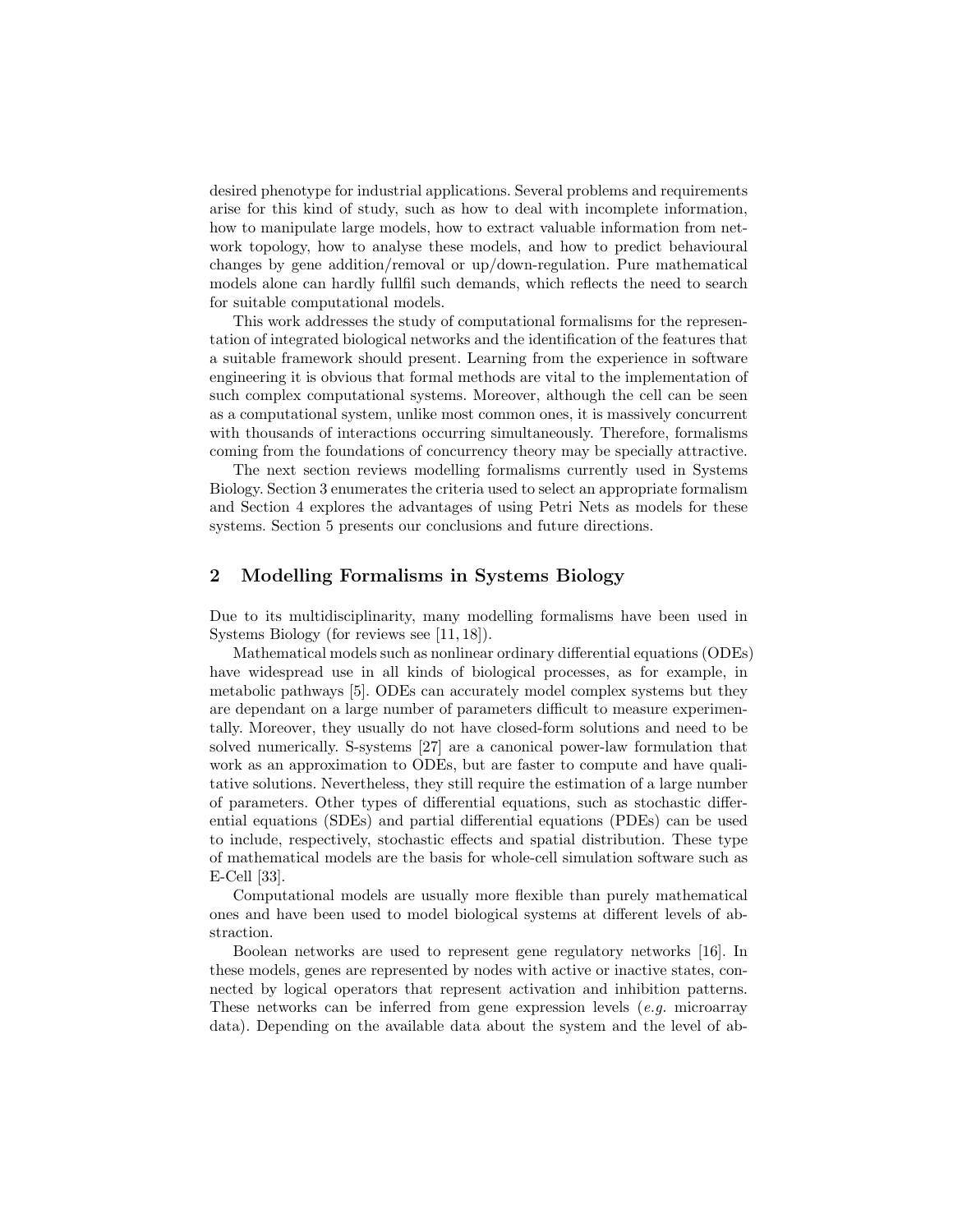desired phenotype for industrial applications. Several problems and requirements arise for this kind of study, such as how to deal with incomplete information, how to manipulate large models, how to extract valuable information from network topology, how to analyse these models, and how to predict behavioural changes by gene addition/removal or up/down-regulation. Pure mathematical models alone can hardly fullfil such demands, which reflects the need to search for suitable computational models.

This work addresses the study of computational formalisms for the representation of integrated biological networks and the identification of the features that a suitable framework should present. Learning from the experience in software engineering it is obvious that formal methods are vital to the implementation of such complex computational systems. Moreover, although the cell can be seen as a computational system, unlike most common ones, it is massively concurrent with thousands of interactions occurring simultaneously. Therefore, formalisms coming from the foundations of concurrency theory may be specially attractive.

The next section reviews modelling formalisms currently used in Systems Biology. Section 3 enumerates the criteria used to select an appropriate formalism and Section 4 explores the advantages of using Petri Nets as models for these systems. Section 5 presents our conclusions and future directions.

## 2 Modelling Formalisms in Systems Biology

Due to its multidisciplinarity, many modelling formalisms have been used in Systems Biology (for reviews see [11, 18]).

Mathematical models such as nonlinear ordinary differential equations (ODEs) have widespread use in all kinds of biological processes, as for example, in metabolic pathways [5]. ODEs can accurately model complex systems but they are dependant on a large number of parameters difficult to measure experimentally. Moreover, they usually do not have closed-form solutions and need to be solved numerically. S-systems [27] are a canonical power-law formulation that work as an approximation to ODEs, but are faster to compute and have qualitative solutions. Nevertheless, they still require the estimation of a large number of parameters. Other types of differential equations, such as stochastic differential equations (SDEs) and partial differential equations (PDEs) can be used to include, respectively, stochastic effects and spatial distribution. These type of mathematical models are the basis for whole-cell simulation software such as E-Cell [33].

Computational models are usually more flexible than purely mathematical ones and have been used to model biological systems at different levels of abstraction.

Boolean networks are used to represent gene regulatory networks [16]. In these models, genes are represented by nodes with active or inactive states, connected by logical operators that represent activation and inhibition patterns. These networks can be inferred from gene expression levels (*e.g.* microarray data). Depending on the available data about the system and the level of ab-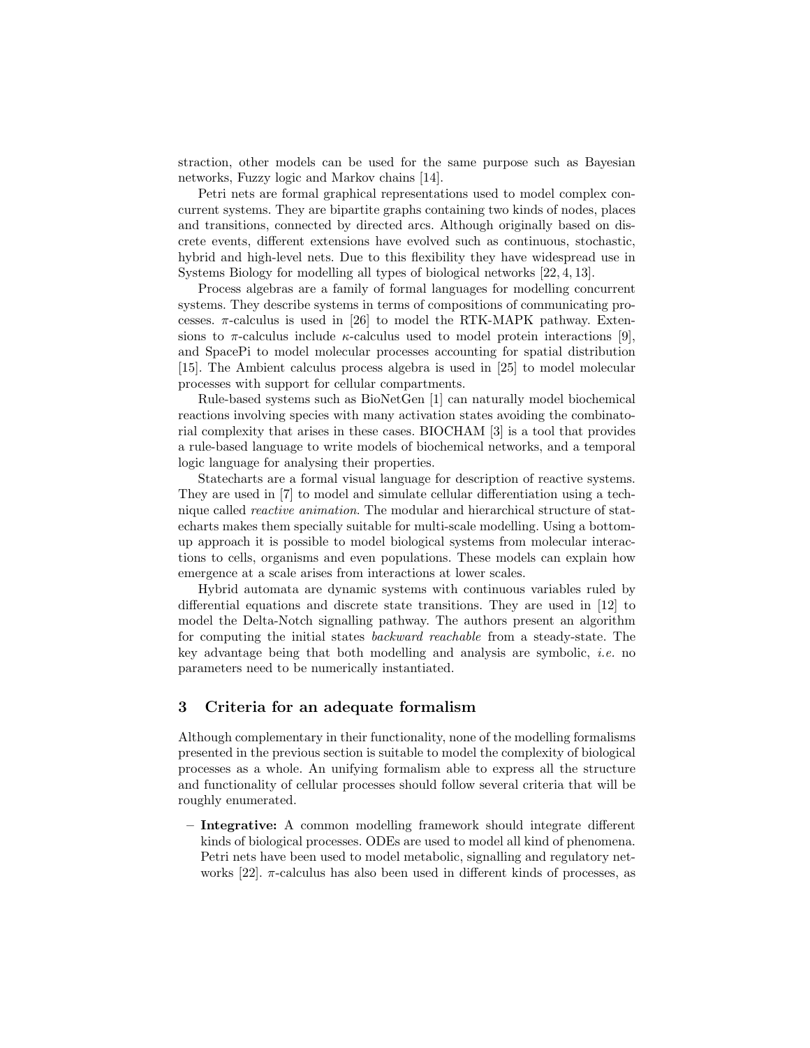straction, other models can be used for the same purpose such as Bayesian networks, Fuzzy logic and Markov chains [14].

Petri nets are formal graphical representations used to model complex concurrent systems. They are bipartite graphs containing two kinds of nodes, places and transitions, connected by directed arcs. Although originally based on discrete events, different extensions have evolved such as continuous, stochastic, hybrid and high-level nets. Due to this flexibility they have widespread use in Systems Biology for modelling all types of biological networks [22, 4, 13].

Process algebras are a family of formal languages for modelling concurrent systems. They describe systems in terms of compositions of communicating processes. $\pi$-calculus is used in [26] to model the RTK-MAPK pathway. Extensions to $\pi$-calculus include $\kappa$-calculus used to model protein interactions [9], and SpacePi to model molecular processes accounting for spatial distribution [15]. The Ambient calculus process algebra is used in [25] to model molecular processes with support for cellular compartments.

Rule-based systems such as BioNetGen [1] can naturally model biochemical reactions involving species with many activation states avoiding the combinatorial complexity that arises in these cases. BIOCHAM [3] is a tool that provides a rule-based language to write models of biochemical networks, and a temporal logic language for analysing their properties.

Statecharts are a formal visual language for description of reactive systems. They are used in [7] to model and simulate cellular differentiation using a technique called *reactive animation*. The modular and hierarchical structure of statecharts makes them specially suitable for multi-scale modelling. Using a bottom-up approach it is possible to model biological systems from molecular interactions to cells, organisms and even populations. These models can explain how emergence at a scale arises from interactions at lower scales.

Hybrid automata are dynamic systems with continuous variables ruled by differential equations and discrete state transitions. They are used in [12] to model the Delta-Notch signalling pathway. The authors present an algorithm for computing the initial states *backward reachable* from a steady-state. The key advantage being that both modelling and analysis are symbolic, *i.e.* no parameters need to be numerically instantiated.

## 3 Criteria for an adequate formalism

Although complementary in their functionality, none of the modelling formalisms presented in the previous section is suitable to model the complexity of biological processes as a whole. An unifying formalism able to express all the structure and functionality of cellular processes should follow several criteria that will be roughly enumerated.

- **Integrative:** A common modelling framework should integrate different kinds of biological processes. ODEs are used to model all kind of phenomena. Petri nets have been used to model metabolic, signalling and regulatory networks [22]. $\pi$-calculus has also been used in different kinds of processes, as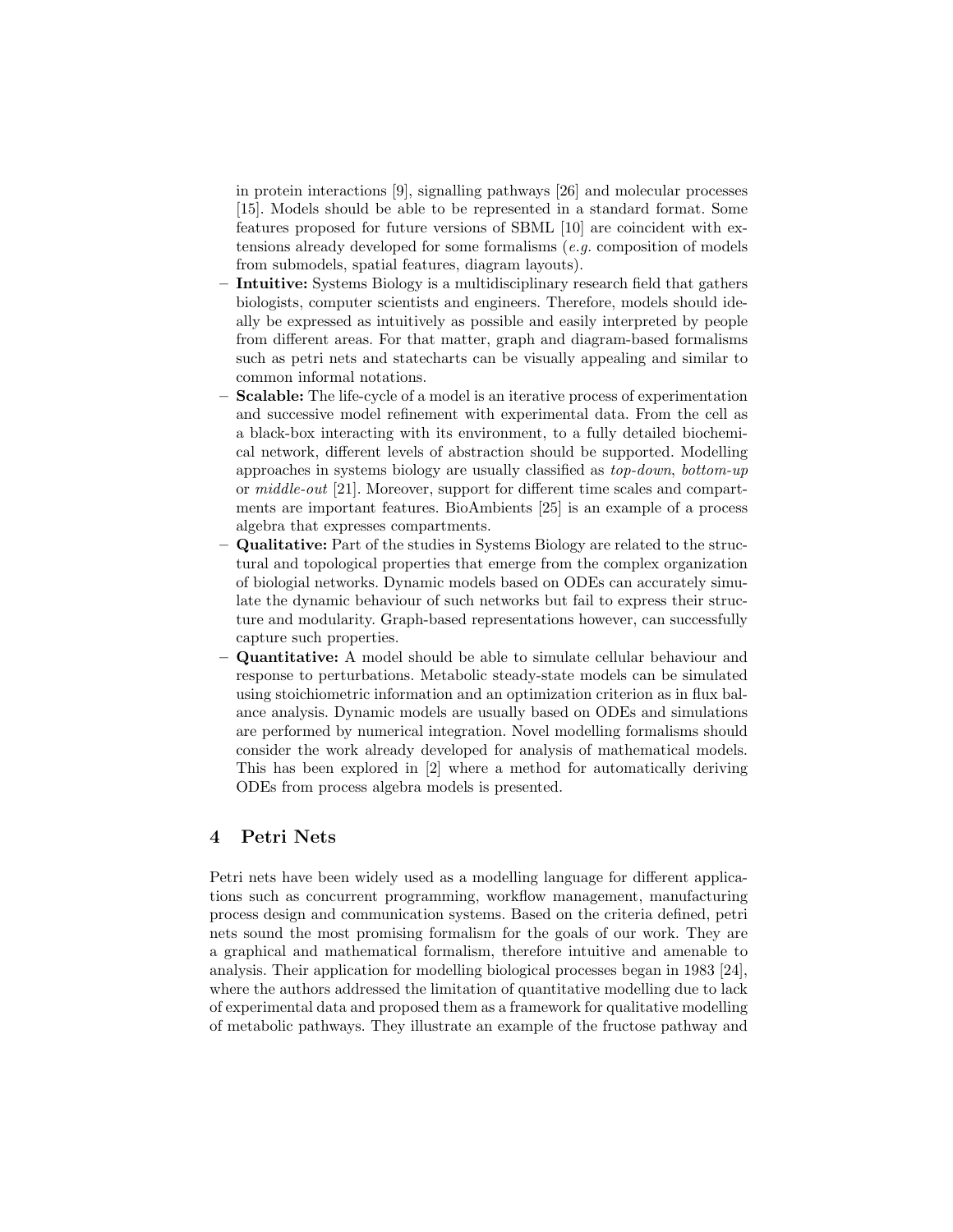in protein interactions [9], signalling pathways [26] and molecular processes [15]. Models should be able to be represented in a standard format. Some features proposed for future versions of SBML [10] are coincident with extensions already developed for some formalisms (*e.g.* composition of models from submodels, spatial features, diagram layouts).

- **Intuitive:** Systems Biology is a multidisciplinary research field that gathers biologists, computer scientists and engineers. Therefore, models should ideally be expressed as intuitively as possible and easily interpreted by people from different areas. For that matter, graph and diagram-based formalisms such as petri nets and statecharts can be visually appealing and similar to common informal notations.
- **Scalable:** The life-cycle of a model is an iterative process of experimentation and successive model refinement with experimental data. From the cell as a black-box interacting with its environment, to a fully detailed biochemical network, different levels of abstraction should be supported. Modelling approaches in systems biology are usually classified as *top-down*, *bottom-up* or *middle-out* [21]. Moreover, support for different time scales and compartments are important features. BioAmbients [25] is an example of a process algebra that expresses compartments.
- **Qualitative:** Part of the studies in Systems Biology are related to the structural and topological properties that emerge from the complex organization of biologial networks. Dynamic models based on ODEs can accurately simulate the dynamic behaviour of such networks but fail to express their structure and modularity. Graph-based representations however, can successfully capture such properties.
- **Quantitative:** A model should be able to simulate cellular behaviour and response to perturbations. Metabolic steady-state models can be simulated using stoichiometric information and an optimization criterion as in flux balance analysis. Dynamic models are usually based on ODEs and simulations are performed by numerical integration. Novel modelling formalisms should consider the work already developed for analysis of mathematical models. This has been explored in [2] where a method for automatically deriving ODEs from process algebra models is presented.

## 4 Petri Nets

Petri nets have been widely used as a modelling language for different applications such as concurrent programming, workflow management, manufacturing process design and communication systems. Based on the criteria defined, petri nets sound the most promising formalism for the goals of our work. They are a graphical and mathematical formalism, therefore intuitive and amenable to analysis. Their application for modelling biological processes began in 1983 [24], where the authors addressed the limitation of quantitative modelling due to lack of experimental data and proposed them as a framework for qualitative modelling of metabolic pathways. They illustrate an example of the fructose pathway and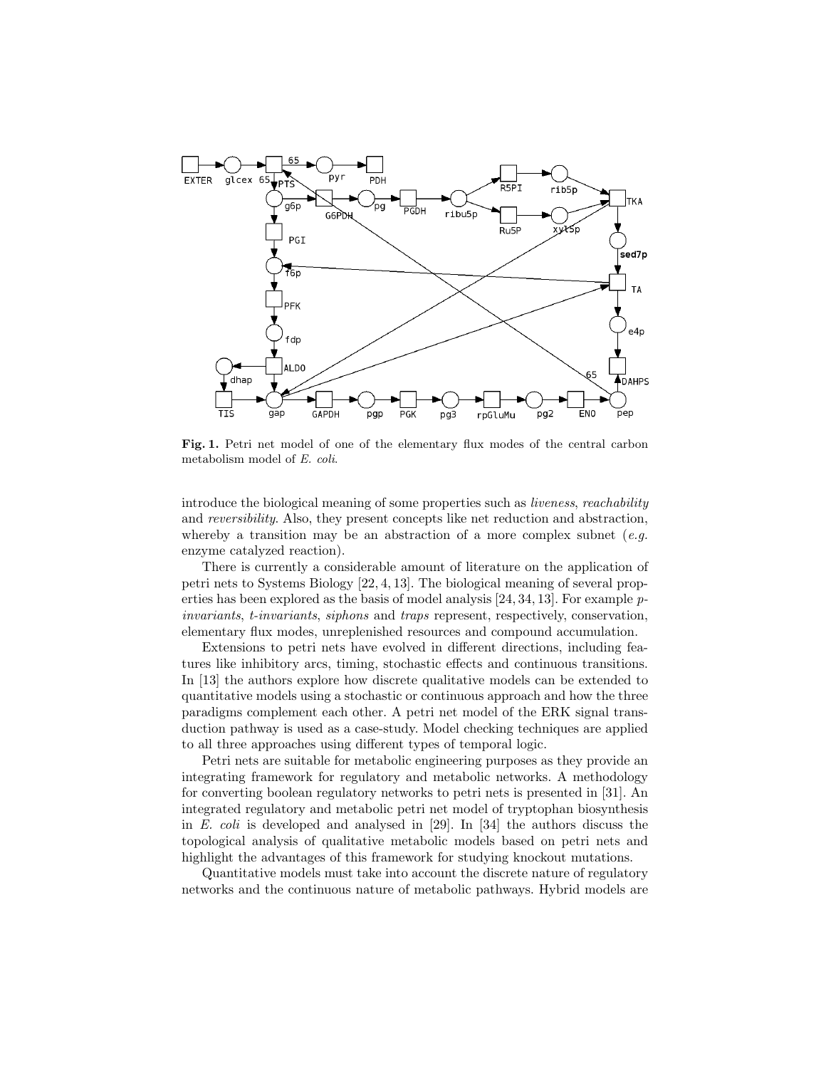**Fig. 1.** Petri net model of one of the elementary flux modes of the central carbon metabolism model of *E. coli*.

introduce the biological meaning of some properties such as *liveness*, *reachability* and *reversibility*. Also, they present concepts like net reduction and abstraction, whereby a transition may be an abstraction of a more complex subnet (*e.g.* enzyme catalyzed reaction).

There is currently a considerable amount of literature on the application of petri nets to Systems Biology [22, 4, 13]. The biological meaning of several properties has been explored as the basis of model analysis [24, 34, 13]. For example *p-invariants*, *t-invariants*, *siphons* and *traps* represent, respectively, conservation, elementary flux modes, unreplenished resources and compound accumulation.

Extensions to petri nets have evolved in different directions, including features like inhibitory arcs, timing, stochastic effects and continuous transitions. In [13] the authors explore how discrete qualitative models can be extended to quantitative models using a stochastic or continuous approach and how the three paradigms complement each other. A petri net model of the ERK signal transduction pathway is used as a case-study. Model checking techniques are applied to all three approaches using different types of temporal logic.

Petri nets are suitable for metabolic engineering purposes as they provide an integrating framework for regulatory and metabolic networks. A methodology for converting boolean regulatory networks to petri nets is presented in [31]. An integrated regulatory and metabolic petri net model of tryptophan biosynthesis in *E. coli* is developed and analysed in [29]. In [34] the authors discuss the topological analysis of qualitative metabolic models based on petri nets and highlight the advantages of this framework for studying knockout mutations.

Quantitative models must take into account the discrete nature of regulatory networks and the continuous nature of metabolic pathways. Hybrid models are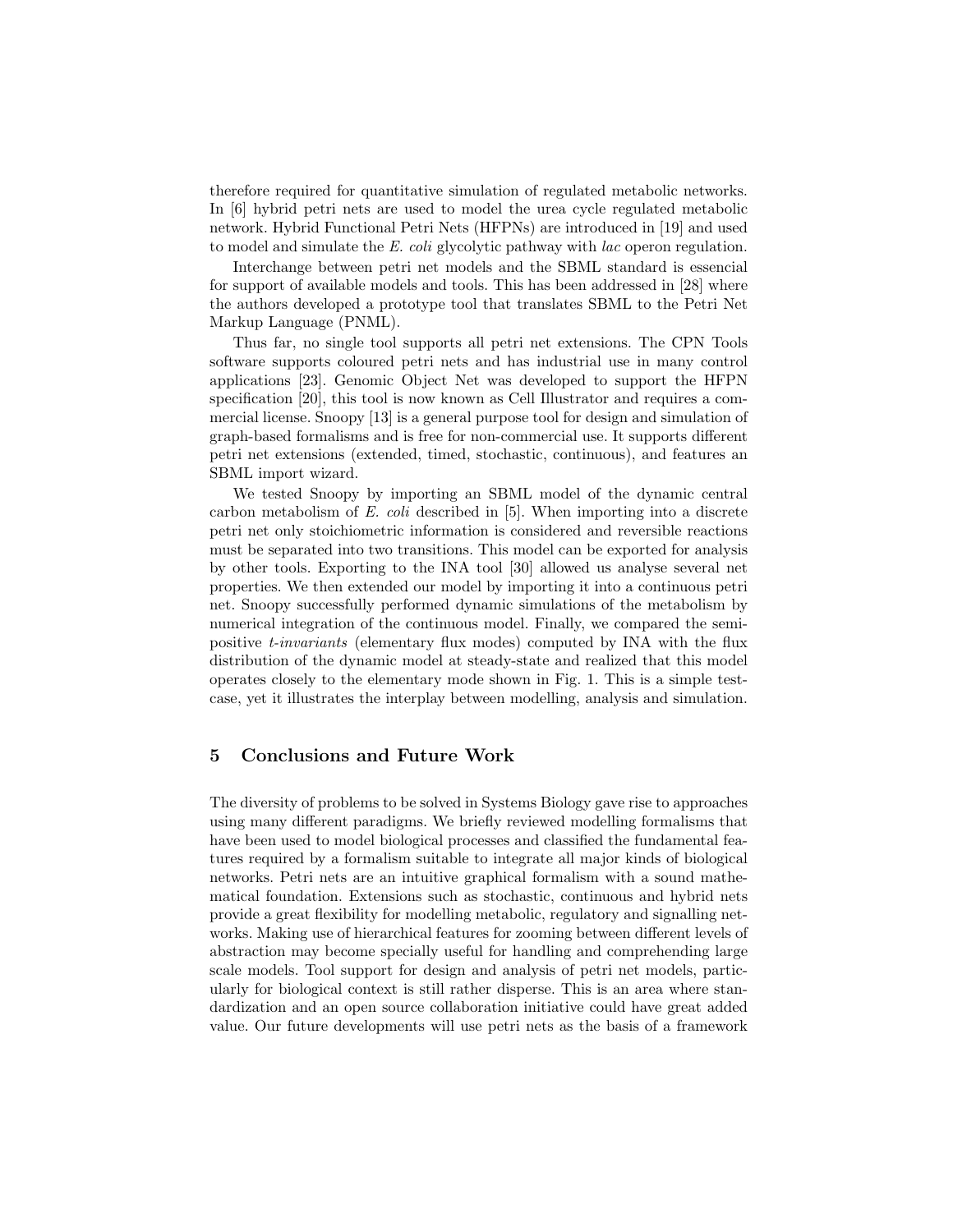therefore required for quantitative simulation of regulated metabolic networks. In [6] hybrid petri nets are used to model the urea cycle regulated metabolic network. Hybrid Functional Petri Nets (HFPNs) are introduced in [19] and used to model and simulate the *E. coli* glycolytic pathway with *lac* operon regulation.

Interchange between petri net models and the SBML standard is essencial for support of available models and tools. This has been addressed in [28] where the authors developed a prototype tool that translates SBML to the Petri Net Markup Language (PNML).

Thus far, no single tool supports all petri net extensions. The CPN Tools software supports coloured petri nets and has industrial use in many control applications [23]. Genomic Object Net was developed to support the HFPN specification [20], this tool is now known as Cell Illustrator and requires a commercial license. Snoopy [13] is a general purpose tool for design and simulation of graph-based formalisms and is free for non-commercial use. It supports different petri net extensions (extended, timed, stochastic, continuous), and features an SBML import wizard.

We tested Snoopy by importing an SBML model of the dynamic central carbon metabolism of *E. coli* described in [5]. When importing into a discrete petri net only stoichiometric information is considered and reversible reactions must be separated into two transitions. This model can be exported for analysis by other tools. Exporting to the INA tool [30] allowed us analyse several net properties. We then extended our model by importing it into a continuous petri net. Snoopy successfully performed dynamic simulations of the metabolism by numerical integration of the continuous model. Finally, we compared the semi-positive *t-invariants* (elementary flux modes) computed by INA with the flux distribution of the dynamic model at steady-state and realized that this model operates closely to the elementary mode shown in Fig. 1. This is a simple test-case, yet it illustrates the interplay between modelling, analysis and simulation.

## 5 Conclusions and Future Work

The diversity of problems to be solved in Systems Biology gave rise to approaches using many different paradigms. We briefly reviewed modelling formalisms that have been used to model biological processes and classified the fundamental features required by a formalism suitable to integrate all major kinds of biological networks. Petri nets are an intuitive graphical formalism with a sound mathematical foundation. Extensions such as stochastic, continuous and hybrid nets provide a great flexibility for modelling metabolic, regulatory and signalling networks. Making use of hierarchical features for zooming between different levels of abstraction may become specially useful for handling and comprehending large scale models. Tool support for design and analysis of petri net models, particularly for biological context is still rather disperse. This is an area where standardization and an open source collaboration initiative could have great added value. Our future developments will use petri nets as the basis of a framework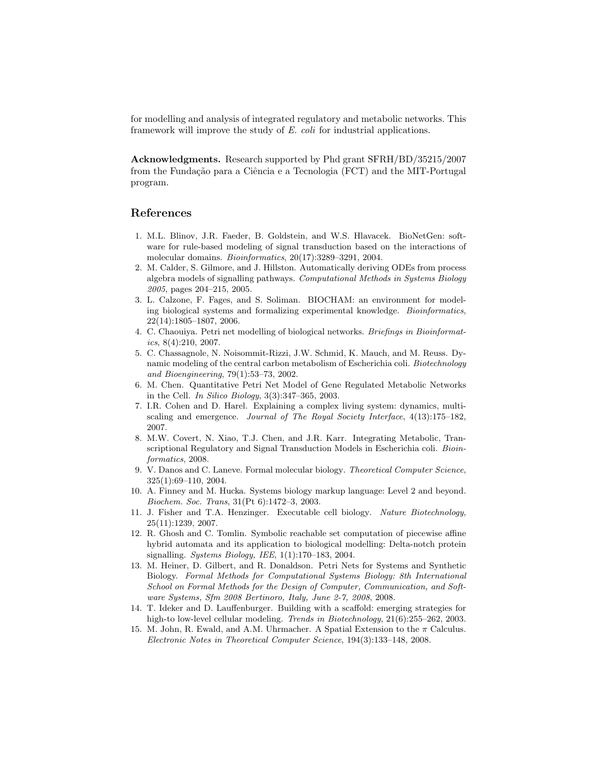for modelling and analysis of integrated regulatory and metabolic networks. This framework will improve the study of *E. coli* for industrial applications.

**Acknowledgments.** Research supported by Phd grant SFRH/BD/35215/2007 from the Fundação para a Ciência e a Tecnologia (FCT) and the MIT-Portugal program.

## References

1. M.L. Blinov, J.R. Faeder, B. Goldstein, and W.S. Hlavacek. BioNetGen: software for rule-based modeling of signal transduction based on the interactions of molecular domains. *Bioinformatics*, 20(17):3289–3291, 2004.
2. M. Calder, S. Gilmore, and J. Hillston. Automatically deriving ODEs from process algebra models of signalling pathways. *Computational Methods in Systems Biology 2005*, pages 204–215, 2005.
3. L. Calzone, F. Fages, and S. Soliman. BIOCHAM: an environment for modeling biological systems and formalizing experimental knowledge. *Bioinformatics*, 22(14):1805–1807, 2006.
4. C. Chaouiya. Petri net modelling of biological networks. *Briefings in Bioinformatics*, 8(4):210, 2007.
5. C. Chassagnole, N. Noisommit-Rizzi, J.W. Schmid, K. Mauch, and M. Reuss. Dynamic modeling of the central carbon metabolism of Escherichia coli. *Biotechnology and Bioengineering*, 79(1):53–73, 2002.
6. M. Chen. Quantitative Petri Net Model of Gene Regulated Metabolic Networks in the Cell. *In Silico Biology*, 3(3):347–365, 2003.
7. I.R. Cohen and D. Harel. Explaining a complex living system: dynamics, multi-scaling and emergence. *Journal of The Royal Society Interface*, 4(13):175–182, 2007.
8. M.W. Covert, N. Xiao, T.J. Chen, and J.R. Karr. Integrating Metabolic, Transcriptional Regulatory and Signal Transduction Models in Escherichia coli. *Bioinformatics*, 2008.
9. V. Danos and C. Laneve. Formal molecular biology. *Theoretical Computer Science*, 325(1):69–110, 2004.
10. A. Finney and M. Hucka. Systems biology markup language: Level 2 and beyond. *Biochem. Soc. Trans*, 31(Pt 6):1472–3, 2003.
11. J. Fisher and T.A. Henzinger. Executable cell biology. *Nature Biotechnology*, 25(11):1239, 2007.
12. R. Ghosh and C. Tomlin. Symbolic reachable set computation of piecewise affine hybrid automata and its application to biological modelling: Delta-notch protein signalling. *Systems Biology, IEE*, 1(1):170–183, 2004.
13. M. Heiner, D. Gilbert, and R. Donaldson. Petri Nets for Systems and Synthetic Biology. *Formal Methods for Computational Systems Biology: 8th International School on Formal Methods for the Design of Computer, Communication, and Software Systems, Sfm 2008 Bertinoro, Italy, June 2-7, 2008*, 2008.
14. T. Ideker and D. Lauffenburger. Building with a scaffold: emerging strategies for high-to low-level cellular modeling. *Trends in Biotechnology*, 21(6):255–262, 2003.
15. M. John, R. Ewald, and A.M. Uhrmacher. A Spatial Extension to the $\pi$ Calculus. *Electronic Notes in Theoretical Computer Science*, 194(3):133–148, 2008.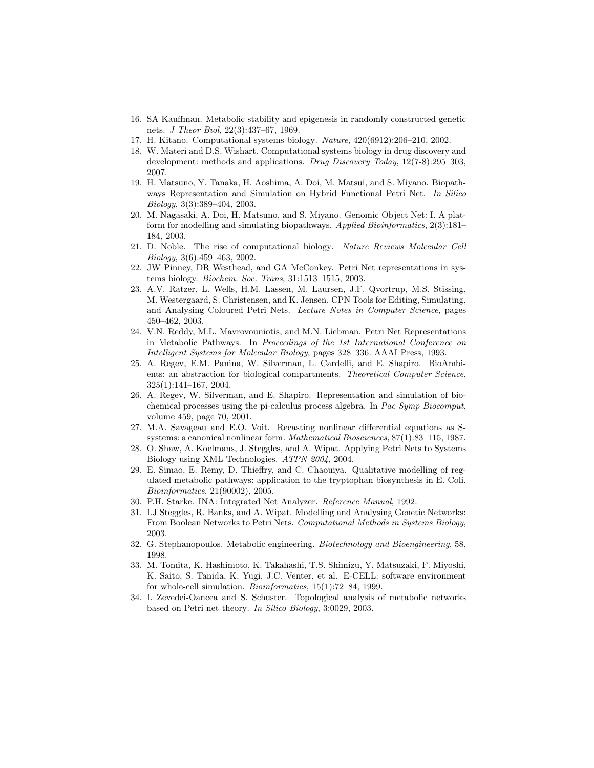16. SA Kauffman. Metabolic stability and epigenesis in randomly constructed genetic nets. *J Theor Biol*, 22(3):437–67, 1969.
17. H. Kitano. Computational systems biology. *Nature*, 420(6912):206–210, 2002.
18. W. Materi and D.S. Wishart. Computational systems biology in drug discovery and development: methods and applications. *Drug Discovery Today*, 12(7-8):295–303, 2007.
19. H. Matsuno, Y. Tanaka, H. Aoshima, A. Doi, M. Matsui, and S. Miyano. Biopathways Representation and Simulation on Hybrid Functional Petri Net. *In Silico Biology*, 3(3):389–404, 2003.
20. M. Nagasaki, A. Doi, H. Matsuno, and S. Miyano. Genomic Object Net: I. A platform for modelling and simulating biopathways. *Applied Bioinformatics*, 2(3):181–184, 2003.
21. D. Noble. The rise of computational biology. *Nature Reviews Molecular Cell Biology*, 3(6):459–463, 2002.
22. JW Pinney, DR Westhead, and GA McConkey. Petri Net representations in systems biology. *Biochem. Soc. Trans*, 31:1513–1515, 2003.
23. A.V. Ratzer, L. Wells, H.M. Lassen, M. Laursen, J.F. Qvortrup, M.S. Stissing, M. Westergaard, S. Christensen, and K. Jensen. CPN Tools for Editing, Simulating, and Analysing Coloured Petri Nets. *Lecture Notes in Computer Science*, pages 450–462, 2003.
24. V.N. Reddy, M.L. Mavrovouniotis, and M.N. Liebman. Petri Net Representations in Metabolic Pathways. In *Proceedings of the 1st International Conference on Intelligent Systems for Molecular Biology*, pages 328–336. AAAI Press, 1993.
25. A. Regev, E.M. Panina, W. Silverman, L. Cardelli, and E. Shapiro. BioAmbients: an abstraction for biological compartments. *Theoretical Computer Science*, 325(1):141–167, 2004.
26. A. Regev, W. Silverman, and E. Shapiro. Representation and simulation of biochemical processes using the pi-calculus process algebra. In *Pac Symp Biocomput*, volume 459, page 70, 2001.
27. M.A. Savageau and E.O. Voit. Recasting nonlinear differential equations as S-systems: a canonical nonlinear form. *Mathematical Biosciences*, 87(1):83–115, 1987.
28. O. Shaw, A. Koelmans, J. Steggles, and A. Wipat. Applying Petri Nets to Systems Biology using XML Technologies. *ATPN 2004*, 2004.
29. E. Simao, E. Remy, D. Thieffry, and C. Chaouiya. Qualitative modelling of regulated metabolic pathways: application to the tryptophan biosynthesis in E. Coli. *Bioinformatics*, 21(90002), 2005.
30. P.H. Starke. INA: Integrated Net Analyzer. *Reference Manual*, 1992.
31. LJ Steggles, R. Banks, and A. Wipat. Modelling and Analysing Genetic Networks: From Boolean Networks to Petri Nets. *Computational Methods in Systems Biology*, 2003.
32. G. Stephanopoulos. Metabolic engineering. *Biotechnology and Bioengineering*, 58, 1998.
33. M. Tomita, K. Hashimoto, K. Takahashi, T.S. Shimizu, Y. Matsuzaki, F. Miyoshi, K. Saito, S. Tanida, K. Yugi, J.C. Venter, et al. E-CELL: software environment for whole-cell simulation. *Bioinformatics*, 15(1):72–84, 1999.
34. I. Zevedei-Oancea and S. Schuster. Topological analysis of metabolic networks based on Petri net theory. *In Silico Biology*, 3:0029, 2003.